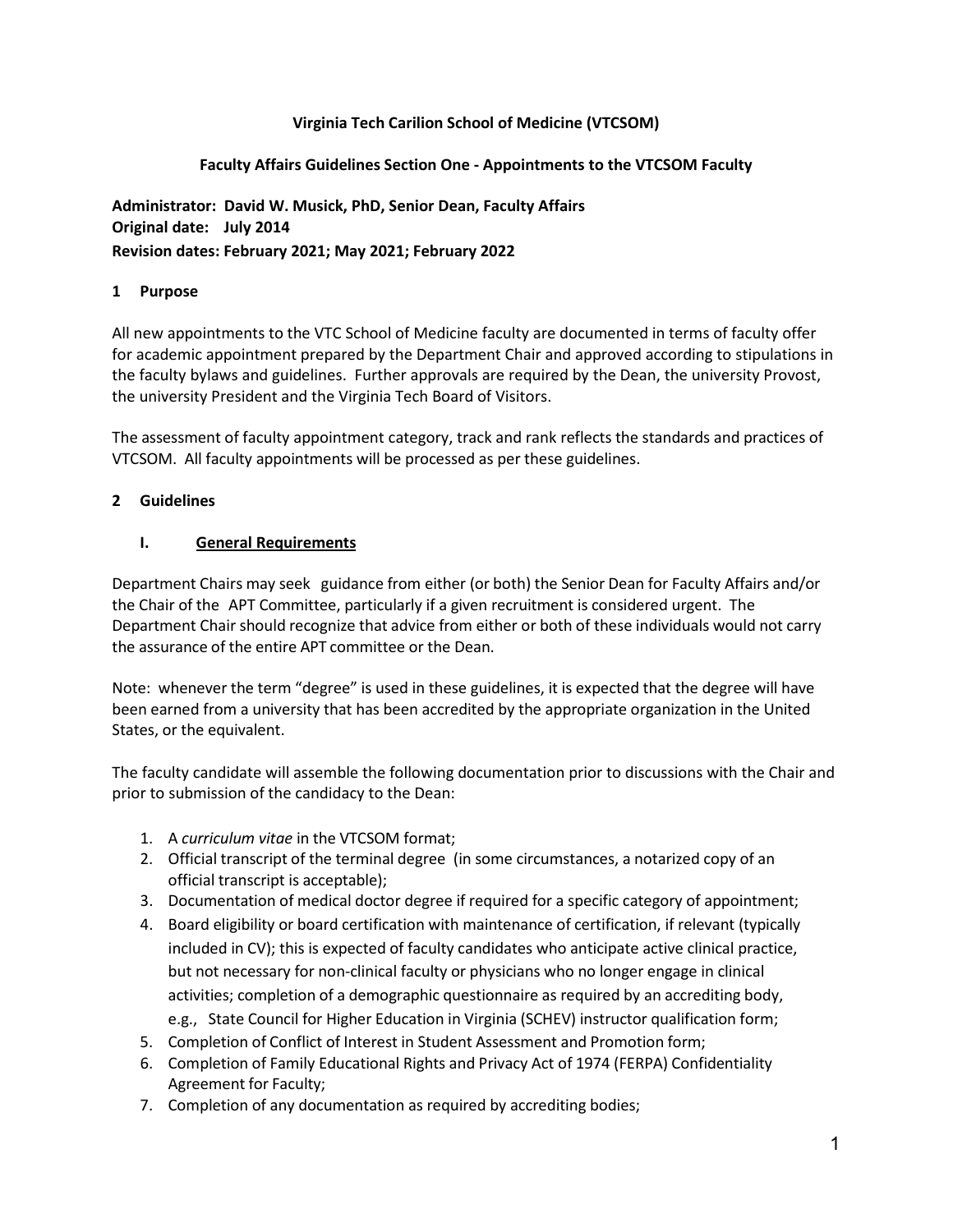**Virginia Tech Carilion School of Medicine (VTCSOM)**

**Faculty Affairs Guidelines Section One - Appointments to the VTCSOM Faculty**

**Administrator: David W. Musick, PhD, Senior Dean, Faculty Affairs**
**Original date: July 2014**
**Revision dates: February 2021; May 2021; February 2022**

## 1 Purpose

All new appointments to the VTC School of Medicine faculty are documented in terms of faculty offer for academic appointment prepared by the Department Chair and approved according to stipulations in the faculty bylaws and guidelines. Further approvals are required by the Dean, the university Provost, the university President and the Virginia Tech Board of Visitors.

The assessment of faculty appointment category, track and rank reflects the standards and practices of VTCSOM. All faculty appointments will be processed as per these guidelines.

## 2 Guidelines

### I. General Requirements

Department Chairs may seek guidance from either (or both) the Senior Dean for Faculty Affairs and/or the Chair of the APT Committee, particularly if a given recruitment is considered urgent. The Department Chair should recognize that advice from either or both of these individuals would not carry the assurance of the entire APT committee or the Dean.

Note: whenever the term "degree" is used in these guidelines, it is expected that the degree will have been earned from a university that has been accredited by the appropriate organization in the United States, or the equivalent.

The faculty candidate will assemble the following documentation prior to discussions with the Chair and prior to submission of the candidacy to the Dean:

1. A *curriculum vitae* in the VTCSOM format;
2. Official transcript of the terminal degree (in some circumstances, a notarized copy of an official transcript is acceptable);
3. Documentation of medical doctor degree if required for a specific category of appointment;
4. Board eligibility or board certification with maintenance of certification, if relevant (typically included in CV); this is expected of faculty candidates who anticipate active clinical practice, but not necessary for non-clinical faculty or physicians who no longer engage in clinical activities; completion of a demographic questionnaire as required by an accrediting body, e.g., State Council for Higher Education in Virginia (SCHEV) instructor qualification form;
5. Completion of Conflict of Interest in Student Assessment and Promotion form;
6. Completion of Family Educational Rights and Privacy Act of 1974 (FERPA) Confidentiality Agreement for Faculty;
7. Completion of any documentation as required by accrediting bodies;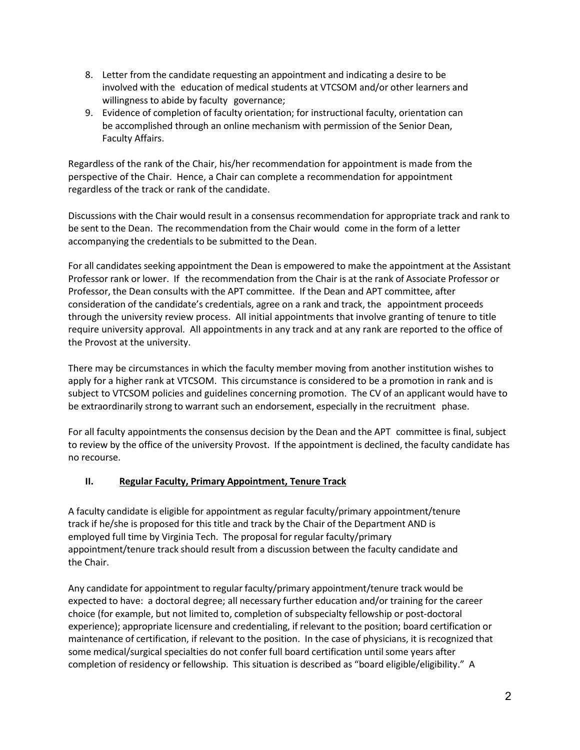8. Letter from the candidate requesting an appointment and indicating a desire to be involved with the education of medical students at VTCSOM and/or other learners and willingness to abide by faculty governance;
9. Evidence of completion of faculty orientation; for instructional faculty, orientation can be accomplished through an online mechanism with permission of the Senior Dean, Faculty Affairs.

Regardless of the rank of the Chair, his/her recommendation for appointment is made from the perspective of the Chair. Hence, a Chair can complete a recommendation for appointment regardless of the track or rank of the candidate.

Discussions with the Chair would result in a consensus recommendation for appropriate track and rank to be sent to the Dean. The recommendation from the Chair would come in the form of a letter accompanying the credentials to be submitted to the Dean.

For all candidates seeking appointment the Dean is empowered to make the appointment at the Assistant Professor rank or lower. If the recommendation from the Chair is at the rank of Associate Professor or Professor, the Dean consults with the APT committee. If the Dean and APT committee, after consideration of the candidate's credentials, agree on a rank and track, the appointment proceeds through the university review process. All initial appointments that involve granting of tenure to title require university approval. All appointments in any track and at any rank are reported to the office of the Provost at the university.

There may be circumstances in which the faculty member moving from another institution wishes to apply for a higher rank at VTCSOM. This circumstance is considered to be a promotion in rank and is subject to VTCSOM policies and guidelines concerning promotion. The CV of an applicant would have to be extraordinarily strong to warrant such an endorsement, especially in the recruitment phase.

For all faculty appointments the consensus decision by the Dean and the APT committee is final, subject to review by the office of the university Provost. If the appointment is declined, the faculty candidate has no recourse.

## II. Regular Faculty, Primary Appointment, Tenure Track

A faculty candidate is eligible for appointment as regular faculty/primary appointment/tenure track if he/she is proposed for this title and track by the Chair of the Department AND is employed full time by Virginia Tech. The proposal for regular faculty/primary appointment/tenure track should result from a discussion between the faculty candidate and the Chair.

Any candidate for appointment to regular faculty/primary appointment/tenure track would be expected to have: a doctoral degree; all necessary further education and/or training for the career choice (for example, but not limited to, completion of subspecialty fellowship or post-doctoral experience); appropriate licensure and credentialing, if relevant to the position; board certification or maintenance of certification, if relevant to the position. In the case of physicians, it is recognized that some medical/surgical specialties do not confer full board certification until some years after completion of residency or fellowship. This situation is described as "board eligible/eligibility." A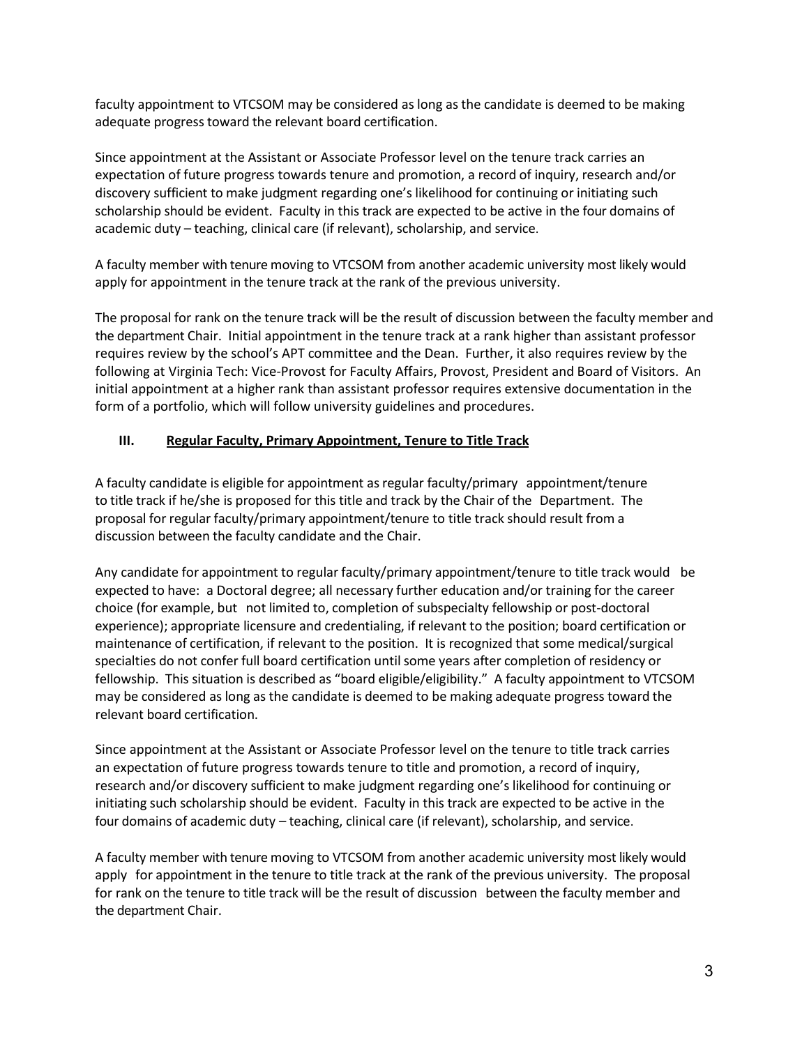faculty appointment to VTCSOM may be considered as long as the candidate is deemed to be making adequate progress toward the relevant board certification.

Since appointment at the Assistant or Associate Professor level on the tenure track carries an expectation of future progress towards tenure and promotion, a record of inquiry, research and/or discovery sufficient to make judgment regarding one's likelihood for continuing or initiating such scholarship should be evident. Faculty in this track are expected to be active in the four domains of academic duty – teaching, clinical care (if relevant), scholarship, and service.

A faculty member with tenure moving to VTCSOM from another academic university most likely would apply for appointment in the tenure track at the rank of the previous university.

The proposal for rank on the tenure track will be the result of discussion between the faculty member and the department Chair. Initial appointment in the tenure track at a rank higher than assistant professor requires review by the school's APT committee and the Dean. Further, it also requires review by the following at Virginia Tech: Vice-Provost for Faculty Affairs, Provost, President and Board of Visitors. An initial appointment at a higher rank than assistant professor requires extensive documentation in the form of a portfolio, which will follow university guidelines and procedures.

## III. Regular Faculty, Primary Appointment, Tenure to Title Track

A faculty candidate is eligible for appointment as regular faculty/primary appointment/tenure to title track if he/she is proposed for this title and track by the Chair of the Department. The proposal for regular faculty/primary appointment/tenure to title track should result from a discussion between the faculty candidate and the Chair.

Any candidate for appointment to regular faculty/primary appointment/tenure to title track would be expected to have: a Doctoral degree; all necessary further education and/or training for the career choice (for example, but not limited to, completion of subspecialty fellowship or post-doctoral experience); appropriate licensure and credentialing, if relevant to the position; board certification or maintenance of certification, if relevant to the position. It is recognized that some medical/surgical specialties do not confer full board certification until some years after completion of residency or fellowship. This situation is described as "board eligible/eligibility." A faculty appointment to VTCSOM may be considered as long as the candidate is deemed to be making adequate progress toward the relevant board certification.

Since appointment at the Assistant or Associate Professor level on the tenure to title track carries an expectation of future progress towards tenure to title and promotion, a record of inquiry, research and/or discovery sufficient to make judgment regarding one's likelihood for continuing or initiating such scholarship should be evident. Faculty in this track are expected to be active in the four domains of academic duty – teaching, clinical care (if relevant), scholarship, and service.

A faculty member with tenure moving to VTCSOM from another academic university most likely would apply for appointment in the tenure to title track at the rank of the previous university. The proposal for rank on the tenure to title track will be the result of discussion between the faculty member and the department Chair.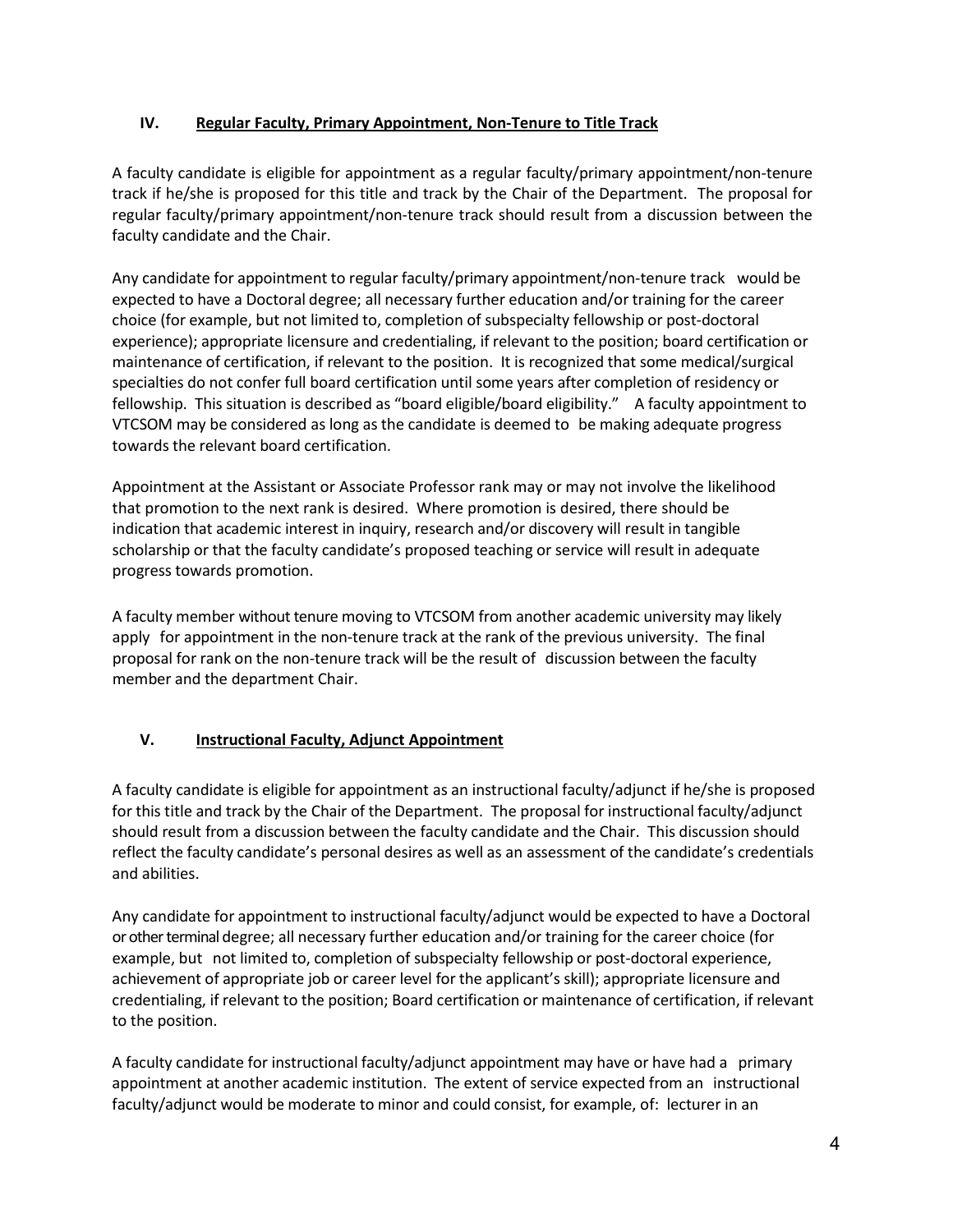## IV. Regular Faculty, Primary Appointment, Non-Tenure to Title Track

A faculty candidate is eligible for appointment as a regular faculty/primary appointment/non-tenure track if he/she is proposed for this title and track by the Chair of the Department. The proposal for regular faculty/primary appointment/non-tenure track should result from a discussion between the faculty candidate and the Chair.

Any candidate for appointment to regular faculty/primary appointment/non-tenure track would be expected to have a Doctoral degree; all necessary further education and/or training for the career choice (for example, but not limited to, completion of subspecialty fellowship or post-doctoral experience); appropriate licensure and credentialing, if relevant to the position; board certification or maintenance of certification, if relevant to the position. It is recognized that some medical/surgical specialties do not confer full board certification until some years after completion of residency or fellowship. This situation is described as "board eligible/board eligibility." A faculty appointment to VTCSOM may be considered as long as the candidate is deemed to be making adequate progress towards the relevant board certification.

Appointment at the Assistant or Associate Professor rank may or may not involve the likelihood that promotion to the next rank is desired. Where promotion is desired, there should be indication that academic interest in inquiry, research and/or discovery will result in tangible scholarship or that the faculty candidate's proposed teaching or service will result in adequate progress towards promotion.

A faculty member without tenure moving to VTCSOM from another academic university may likely apply for appointment in the non-tenure track at the rank of the previous university. The final proposal for rank on the non-tenure track will be the result of discussion between the faculty member and the department Chair.

## V. Instructional Faculty, Adjunct Appointment

A faculty candidate is eligible for appointment as an instructional faculty/adjunct if he/she is proposed for this title and track by the Chair of the Department. The proposal for instructional faculty/adjunct should result from a discussion between the faculty candidate and the Chair. This discussion should reflect the faculty candidate's personal desires as well as an assessment of the candidate's credentials and abilities.

Any candidate for appointment to instructional faculty/adjunct would be expected to have a Doctoral or other terminal degree; all necessary further education and/or training for the career choice (for example, but not limited to, completion of subspecialty fellowship or post-doctoral experience, achievement of appropriate job or career level for the applicant's skill); appropriate licensure and credentialing, if relevant to the position; Board certification or maintenance of certification, if relevant to the position.

A faculty candidate for instructional faculty/adjunct appointment may have or have had a primary appointment at another academic institution. The extent of service expected from an instructional faculty/adjunct would be moderate to minor and could consist, for example, of: lecturer in an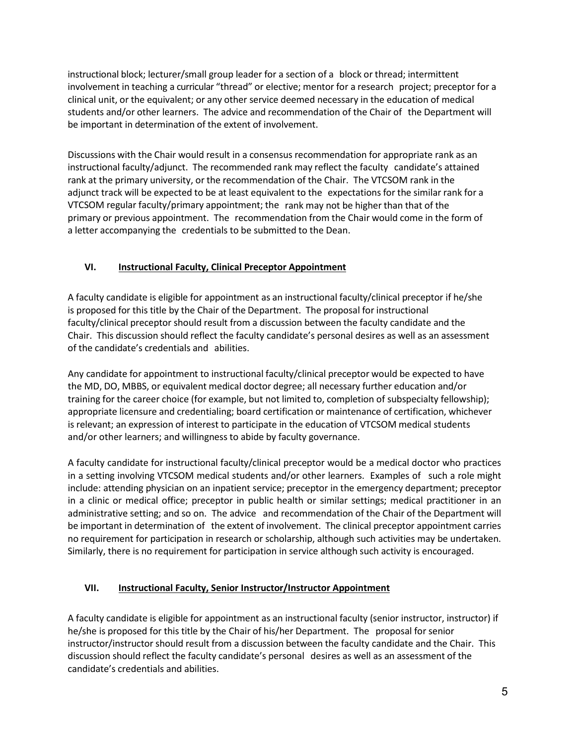instructional block; lecturer/small group leader for a section of a block or thread; intermittent involvement in teaching a curricular "thread" or elective; mentor for a research project; preceptor for a clinical unit, or the equivalent; or any other service deemed necessary in the education of medical students and/or other learners. The advice and recommendation of the Chair of the Department will be important in determination of the extent of involvement.

Discussions with the Chair would result in a consensus recommendation for appropriate rank as an instructional faculty/adjunct. The recommended rank may reflect the faculty candidate's attained rank at the primary university, or the recommendation of the Chair. The VTCSOM rank in the adjunct track will be expected to be at least equivalent to the expectations for the similar rank for a VTCSOM regular faculty/primary appointment; the rank may not be higher than that of the primary or previous appointment. The recommendation from the Chair would come in the form of a letter accompanying the credentials to be submitted to the Dean.

## VI. <u>Instructional Faculty, Clinical Preceptor Appointment</u>

A faculty candidate is eligible for appointment as an instructional faculty/clinical preceptor if he/she is proposed for this title by the Chair of the Department. The proposal for instructional faculty/clinical preceptor should result from a discussion between the faculty candidate and the Chair. This discussion should reflect the faculty candidate's personal desires as well as an assessment of the candidate's credentials and abilities.

Any candidate for appointment to instructional faculty/clinical preceptor would be expected to have the MD, DO, MBBS, or equivalent medical doctor degree; all necessary further education and/or training for the career choice (for example, but not limited to, completion of subspecialty fellowship); appropriate licensure and credentialing; board certification or maintenance of certification, whichever is relevant; an expression of interest to participate in the education of VTCSOM medical students and/or other learners; and willingness to abide by faculty governance.

A faculty candidate for instructional faculty/clinical preceptor would be a medical doctor who practices in a setting involving VTCSOM medical students and/or other learners. Examples of such a role might include: attending physician on an inpatient service; preceptor in the emergency department; preceptor in a clinic or medical office; preceptor in public health or similar settings; medical practitioner in an administrative setting; and so on. The advice and recommendation of the Chair of the Department will be important in determination of the extent of involvement. The clinical preceptor appointment carries no requirement for participation in research or scholarship, although such activities may be undertaken. Similarly, there is no requirement for participation in service although such activity is encouraged.

## VII. <u>Instructional Faculty, Senior Instructor/Instructor Appointment</u>

A faculty candidate is eligible for appointment as an instructional faculty (senior instructor, instructor) if he/she is proposed for this title by the Chair of his/her Department. The proposal for senior instructor/instructor should result from a discussion between the faculty candidate and the Chair. This discussion should reflect the faculty candidate's personal desires as well as an assessment of the candidate's credentials and abilities.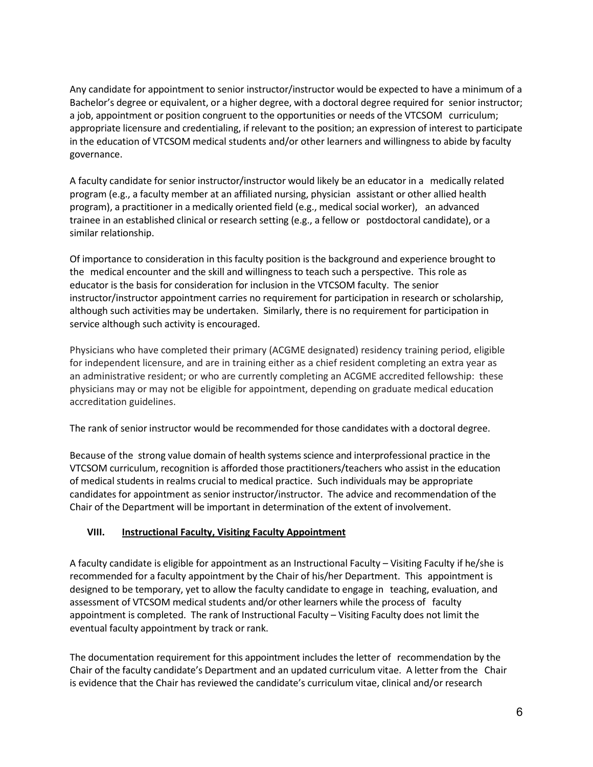Any candidate for appointment to senior instructor/instructor would be expected to have a minimum of a Bachelor's degree or equivalent, or a higher degree, with a doctoral degree required for senior instructor; a job, appointment or position congruent to the opportunities or needs of the VTCSOM curriculum; appropriate licensure and credentialing, if relevant to the position; an expression of interest to participate in the education of VTCSOM medical students and/or other learners and willingness to abide by faculty governance.

A faculty candidate for senior instructor/instructor would likely be an educator in a medically related program (e.g., a faculty member at an affiliated nursing, physician assistant or other allied health program), a practitioner in a medically oriented field (e.g., medical social worker), an advanced trainee in an established clinical or research setting (e.g., a fellow or postdoctoral candidate), or a similar relationship.

Of importance to consideration in this faculty position is the background and experience brought to the medical encounter and the skill and willingness to teach such a perspective. This role as educator is the basis for consideration for inclusion in the VTCSOM faculty. The senior instructor/instructor appointment carries no requirement for participation in research or scholarship, although such activities may be undertaken. Similarly, there is no requirement for participation in service although such activity is encouraged.

Physicians who have completed their primary (ACGME designated) residency training period, eligible for independent licensure, and are in training either as a chief resident completing an extra year as an administrative resident; or who are currently completing an ACGME accredited fellowship: these physicians may or may not be eligible for appointment, depending on graduate medical education accreditation guidelines.

The rank of senior instructor would be recommended for those candidates with a doctoral degree.

Because of the strong value domain of health systems science and interprofessional practice in the VTCSOM curriculum, recognition is afforded those practitioners/teachers who assist in the education of medical students in realms crucial to medical practice. Such individuals may be appropriate candidates for appointment as senior instructor/instructor. The advice and recommendation of the Chair of the Department will be important in determination of the extent of involvement.

## VIII. <u>Instructional Faculty, Visiting Faculty Appointment</u>

A faculty candidate is eligible for appointment as an Instructional Faculty – Visiting Faculty if he/she is recommended for a faculty appointment by the Chair of his/her Department. This appointment is designed to be temporary, yet to allow the faculty candidate to engage in teaching, evaluation, and assessment of VTCSOM medical students and/or other learners while the process of faculty appointment is completed. The rank of Instructional Faculty – Visiting Faculty does not limit the eventual faculty appointment by track or rank.

The documentation requirement for this appointment includes the letter of recommendation by the Chair of the faculty candidate's Department and an updated curriculum vitae. A letter from the Chair is evidence that the Chair has reviewed the candidate's curriculum vitae, clinical and/or research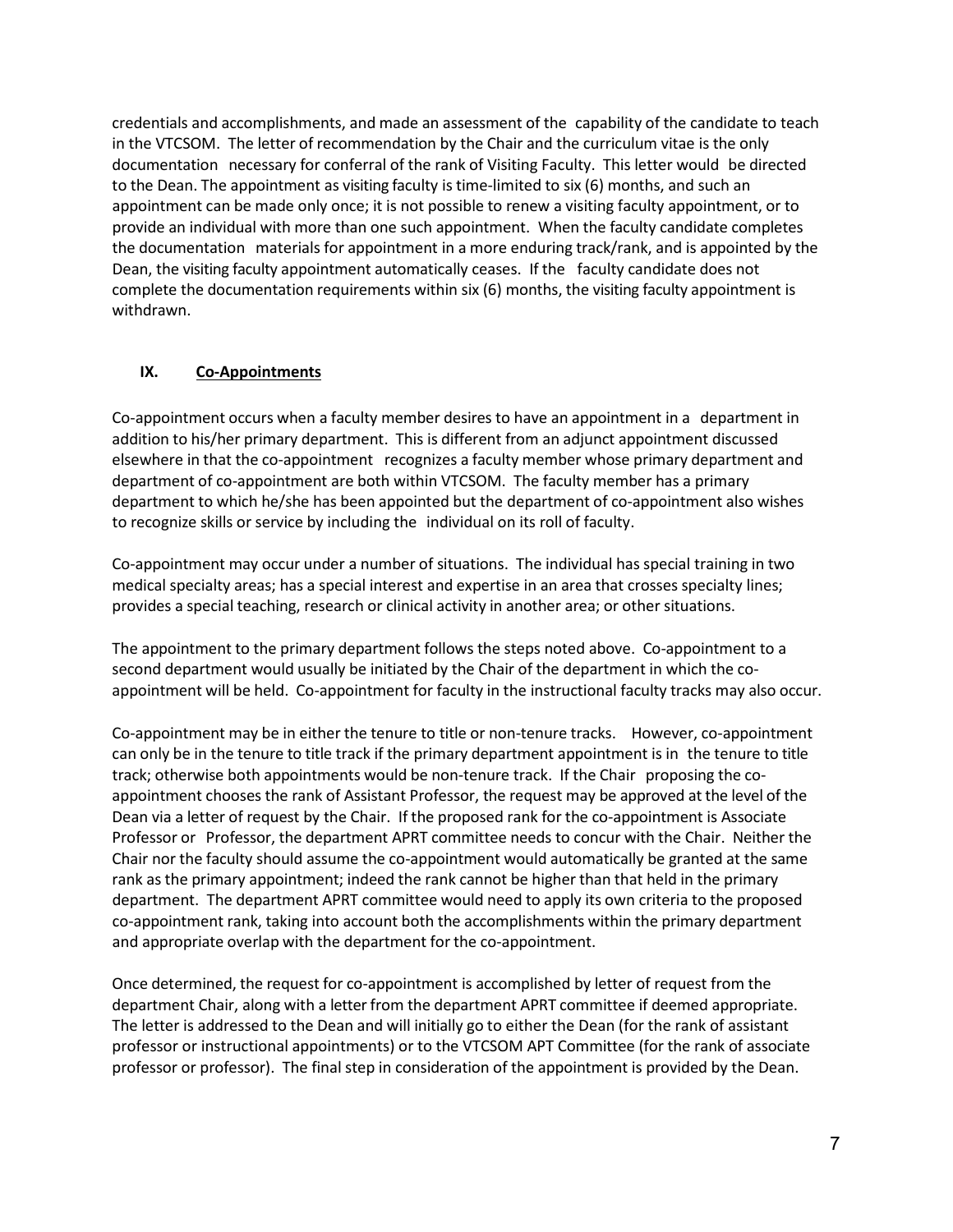credentials and accomplishments, and made an assessment of the capability of the candidate to teach in the VTCSOM. The letter of recommendation by the Chair and the curriculum vitae is the only documentation necessary for conferral of the rank of Visiting Faculty. This letter would be directed to the Dean. The appointment as visiting faculty is time-limited to six (6) months, and such an appointment can be made only once; it is not possible to renew a visiting faculty appointment, or to provide an individual with more than one such appointment. When the faculty candidate completes the documentation materials for appointment in a more enduring track/rank, and is appointed by the Dean, the visiting faculty appointment automatically ceases. If the faculty candidate does not complete the documentation requirements within six (6) months, the visiting faculty appointment is withdrawn.

## IX. Co-Appointments

Co-appointment occurs when a faculty member desires to have an appointment in a department in addition to his/her primary department. This is different from an adjunct appointment discussed elsewhere in that the co-appointment recognizes a faculty member whose primary department and department of co-appointment are both within VTCSOM. The faculty member has a primary department to which he/she has been appointed but the department of co-appointment also wishes to recognize skills or service by including the individual on its roll of faculty.

Co-appointment may occur under a number of situations. The individual has special training in two medical specialty areas; has a special interest and expertise in an area that crosses specialty lines; provides a special teaching, research or clinical activity in another area; or other situations.

The appointment to the primary department follows the steps noted above. Co-appointment to a second department would usually be initiated by the Chair of the department in which the co-appointment will be held. Co-appointment for faculty in the instructional faculty tracks may also occur.

Co-appointment may be in either the tenure to title or non-tenure tracks. However, co-appointment can only be in the tenure to title track if the primary department appointment is in the tenure to title track; otherwise both appointments would be non-tenure track. If the Chair proposing the co-appointment chooses the rank of Assistant Professor, the request may be approved at the level of the Dean via a letter of request by the Chair. If the proposed rank for the co-appointment is Associate Professor or Professor, the department APRT committee needs to concur with the Chair. Neither the Chair nor the faculty should assume the co-appointment would automatically be granted at the same rank as the primary appointment; indeed the rank cannot be higher than that held in the primary department. The department APRT committee would need to apply its own criteria to the proposed co-appointment rank, taking into account both the accomplishments within the primary department and appropriate overlap with the department for the co-appointment.

Once determined, the request for co-appointment is accomplished by letter of request from the department Chair, along with a letter from the department APRT committee if deemed appropriate. The letter is addressed to the Dean and will initially go to either the Dean (for the rank of assistant professor or instructional appointments) or to the VTCSOM APT Committee (for the rank of associate professor or professor). The final step in consideration of the appointment is provided by the Dean.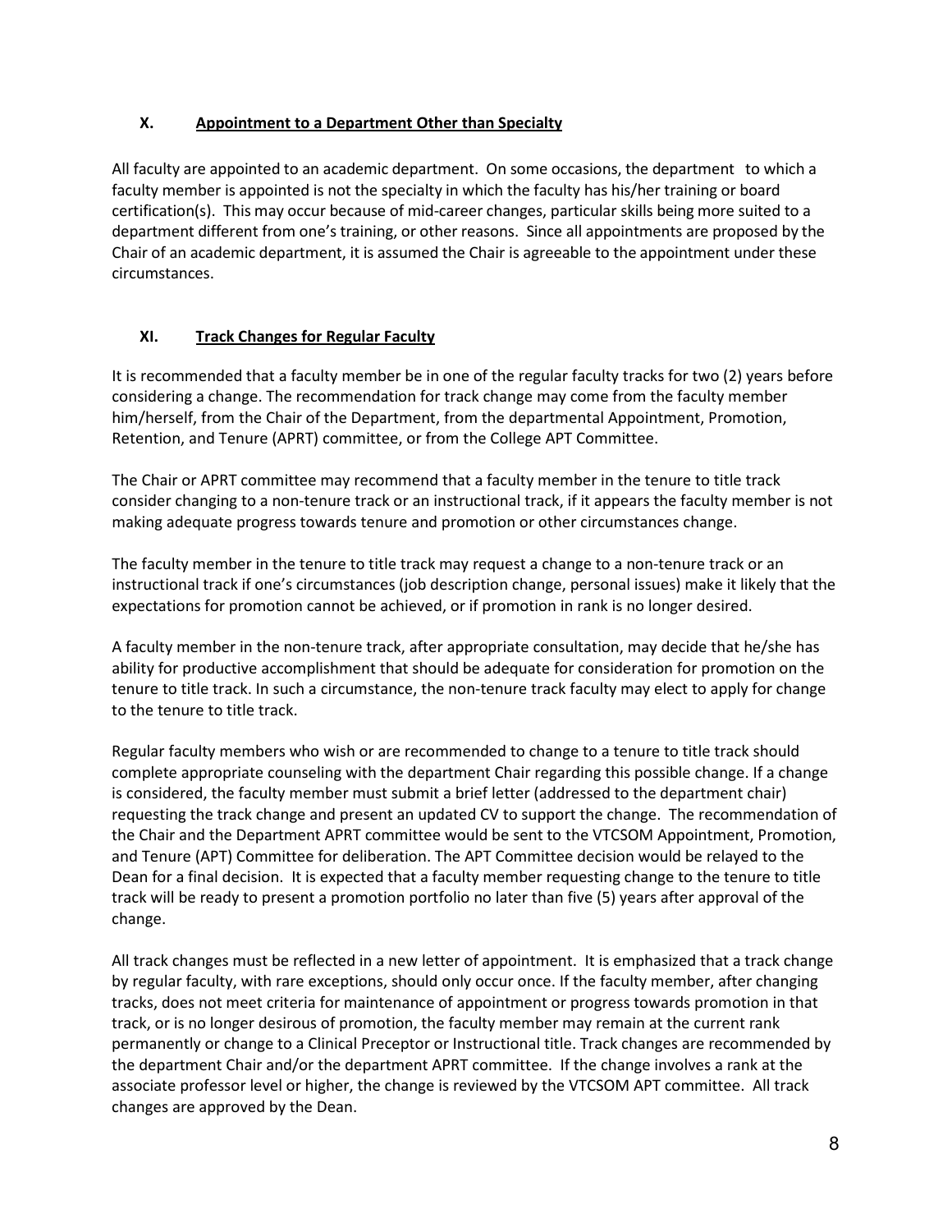## X. Appointment to a Department Other than Specialty

All faculty are appointed to an academic department. On some occasions, the department to which a faculty member is appointed is not the specialty in which the faculty has his/her training or board certification(s). This may occur because of mid-career changes, particular skills being more suited to a department different from one's training, or other reasons. Since all appointments are proposed by the Chair of an academic department, it is assumed the Chair is agreeable to the appointment under these circumstances.

## XI. Track Changes for Regular Faculty

It is recommended that a faculty member be in one of the regular faculty tracks for two (2) years before considering a change. The recommendation for track change may come from the faculty member him/herself, from the Chair of the Department, from the departmental Appointment, Promotion, Retention, and Tenure (APRT) committee, or from the College APT Committee.

The Chair or APRT committee may recommend that a faculty member in the tenure to title track consider changing to a non-tenure track or an instructional track, if it appears the faculty member is not making adequate progress towards tenure and promotion or other circumstances change.

The faculty member in the tenure to title track may request a change to a non-tenure track or an instructional track if one's circumstances (job description change, personal issues) make it likely that the expectations for promotion cannot be achieved, or if promotion in rank is no longer desired.

A faculty member in the non-tenure track, after appropriate consultation, may decide that he/she has ability for productive accomplishment that should be adequate for consideration for promotion on the tenure to title track. In such a circumstance, the non-tenure track faculty may elect to apply for change to the tenure to title track.

Regular faculty members who wish or are recommended to change to a tenure to title track should complete appropriate counseling with the department Chair regarding this possible change. If a change is considered, the faculty member must submit a brief letter (addressed to the department chair) requesting the track change and present an updated CV to support the change. The recommendation of the Chair and the Department APRT committee would be sent to the VTCSOM Appointment, Promotion, and Tenure (APT) Committee for deliberation. The APT Committee decision would be relayed to the Dean for a final decision. It is expected that a faculty member requesting change to the tenure to title track will be ready to present a promotion portfolio no later than five (5) years after approval of the change.

All track changes must be reflected in a new letter of appointment. It is emphasized that a track change by regular faculty, with rare exceptions, should only occur once. If the faculty member, after changing tracks, does not meet criteria for maintenance of appointment or progress towards promotion in that track, or is no longer desirous of promotion, the faculty member may remain at the current rank permanently or change to a Clinical Preceptor or Instructional title. Track changes are recommended by the department Chair and/or the department APRT committee. If the change involves a rank at the associate professor level or higher, the change is reviewed by the VTCSOM APT committee. All track changes are approved by the Dean.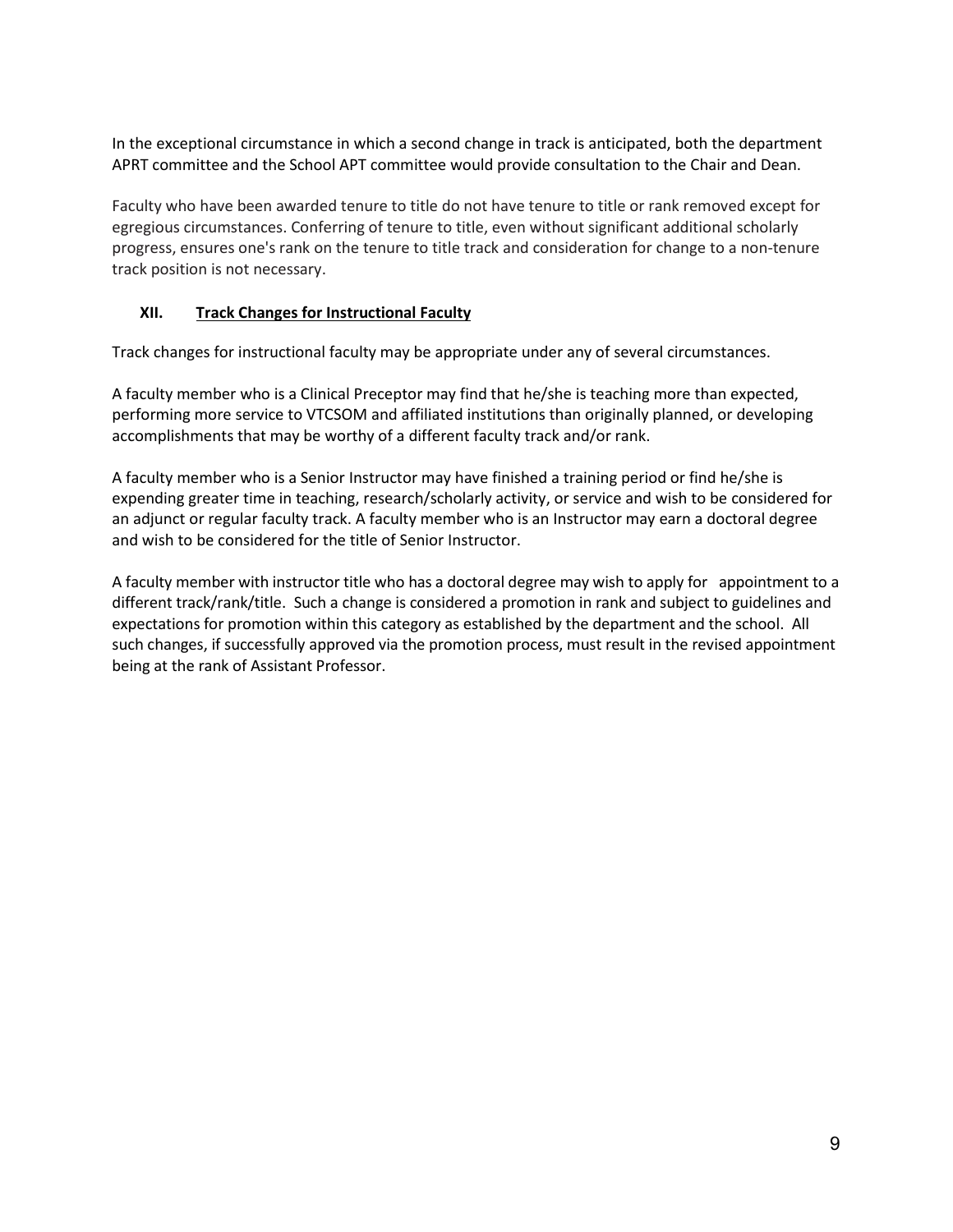In the exceptional circumstance in which a second change in track is anticipated, both the department APRT committee and the School APT committee would provide consultation to the Chair and Dean.

Faculty who have been awarded tenure to title do not have tenure to title or rank removed except for egregious circumstances. Conferring of tenure to title, even without significant additional scholarly progress, ensures one's rank on the tenure to title track and consideration for change to a non-tenure track position is not necessary.

## XII. Track Changes for Instructional Faculty

Track changes for instructional faculty may be appropriate under any of several circumstances.

A faculty member who is a Clinical Preceptor may find that he/she is teaching more than expected, performing more service to VTCSOM and affiliated institutions than originally planned, or developing accomplishments that may be worthy of a different faculty track and/or rank.

A faculty member who is a Senior Instructor may have finished a training period or find he/she is expending greater time in teaching, research/scholarly activity, or service and wish to be considered for an adjunct or regular faculty track. A faculty member who is an Instructor may earn a doctoral degree and wish to be considered for the title of Senior Instructor.

A faculty member with instructor title who has a doctoral degree may wish to apply for appointment to a different track/rank/title. Such a change is considered a promotion in rank and subject to guidelines and expectations for promotion within this category as established by the department and the school. All such changes, if successfully approved via the promotion process, must result in the revised appointment being at the rank of Assistant Professor.